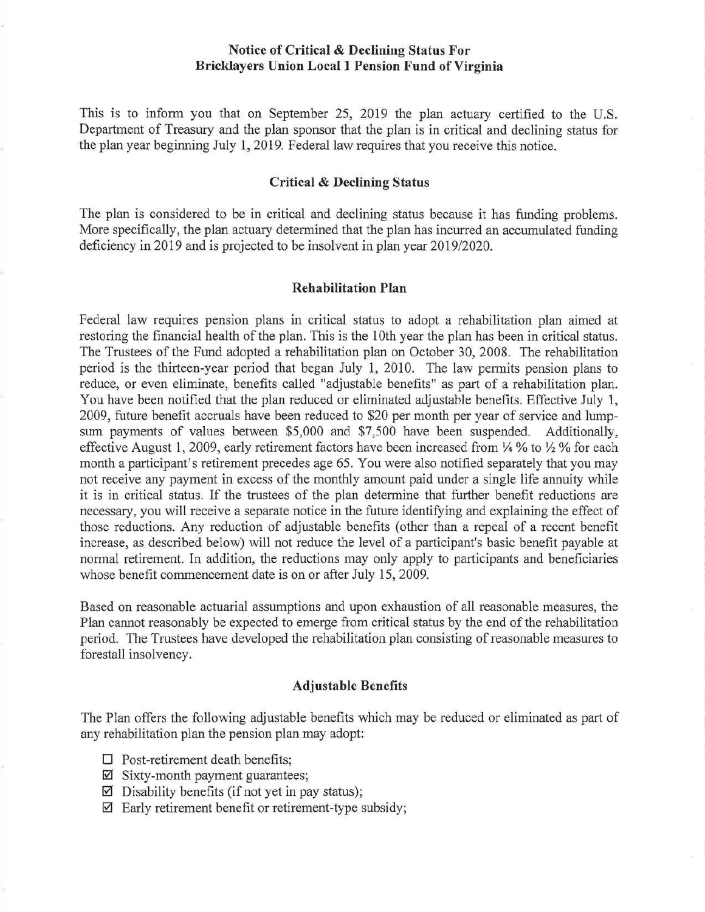# Notice of Critical & Declining Status For Bricklayers Union Local 1 Pension Fund of Virginia

This is to inform you that on September 25, 2019 the plan actuary certified to the U.S. Department of Treasury and the plan sponsor that the plan is in critical and declining status for the plan year beginning July 1, 2019. Federal law requires that you receive this notice.

## Critical & Declining Status

The plan is considered to be in critical and declining status because it has funding problems. More specifically, the plan actuary determined that the plan has incurred an accumulated funding deficiency in 2019 and is projected to be insolvent in plan year 2019/2020.

## Rehabilitation Plan

Federal law requires pension plans in critical status to adopt a rehabilitation plan aimed at restoring the financial health of the plan. This is the 10th year the plan has been in critical status. The Trustees of the Fund adopted a rehabilitation plan on October 30, 2008. The rehabilitation period is the thirteen-year period that began July 1, 2010. The law permits pension plans to reduce, or even eliminate, benefits called "adjustable benefits" as part of a rehabilitation plan. You have been notified that the plan reduced or eliminated adjustable benefits. Effective July 1, 2009, future benefit accruals have been reduced to $20 per month per year of service and lump-sum payments of values between $5,000 and $7,500 have been suspended. Additionally, effective August 1, 2009, early retirement factors have been increased from ¼ % to ½ % for each month a participant's retirement precedes age 65. You were also notified separately that you may not receive any payment in excess of the monthly amount paid under a single life annuity while it is in critical status. If the trustees of the plan determine that further benefit reductions are necessary, you will receive a separate notice in the future identifying and explaining the effect of those reductions. Any reduction of adjustable benefits (other than a repeal of a recent benefit increase, as described below) will not reduce the level of a participant's basic benefit payable at normal retirement. In addition, the reductions may only apply to participants and beneficiaries whose benefit commencement date is on or after July 15, 2009.

Based on reasonable actuarial assumptions and upon exhaustion of all reasonable measures, the Plan cannot reasonably be expected to emerge from critical status by the end of the rehabilitation period. The Trustees have developed the rehabilitation plan consisting of reasonable measures to forestall insolvency.

## Adjustable Benefits

The Plan offers the following adjustable benefits which may be reduced or eliminated as part of any rehabilitation plan the pension plan may adopt:

- ☐ Post-retirement death benefits;
- ☑ Sixty-month payment guarantees;
- ☑ Disability benefits (if not yet in pay status);
- ☑ Early retirement benefit or retirement-type subsidy;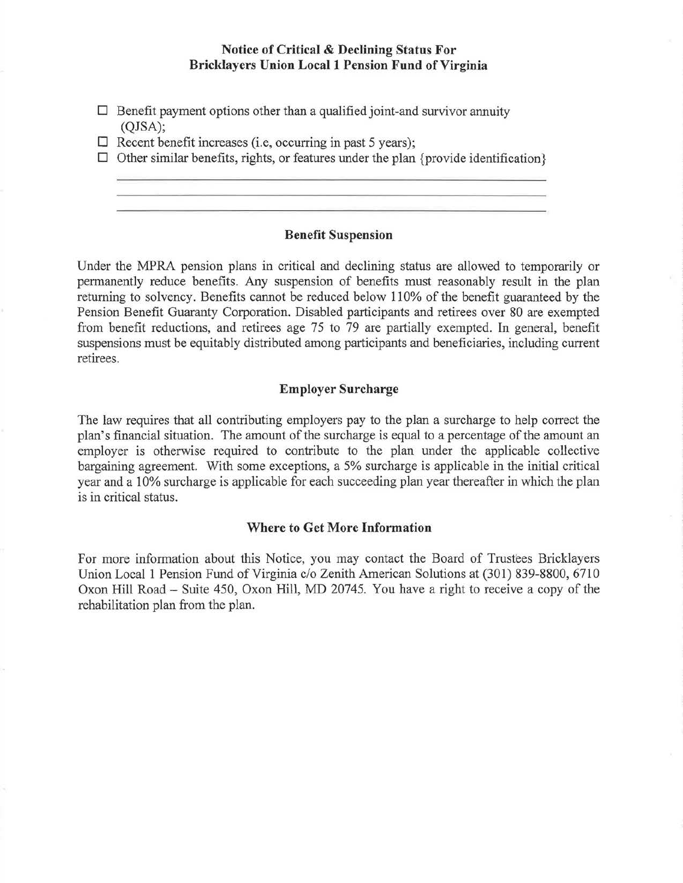**Notice of Critical & Declining Status For**
**Bricklayers Union Local 1 Pension Fund of Virginia**

- ☐ Benefit payment options other than a qualified joint-and survivor annuity (QJSA);
- ☐ Recent benefit increases (i.e, occurring in past 5 years);
- ☐ Other similar benefits, rights, or features under the plan {provide identification}

\_\_\_\_\_\_\_\_\_\_\_\_\_\_\_\_\_\_\_\_\_\_\_\_\_\_\_\_\_\_\_\_\_\_\_\_\_\_\_\_\_\_\_\_\_\_\_\_\_\_\_\_\_\_\_\_\_\_\_\_

\_\_\_\_\_\_\_\_\_\_\_\_\_\_\_\_\_\_\_\_\_\_\_\_\_\_\_\_\_\_\_\_\_\_\_\_\_\_\_\_\_\_\_\_\_\_\_\_\_\_\_\_\_\_\_\_\_\_\_\_

\_\_\_\_\_\_\_\_\_\_\_\_\_\_\_\_\_\_\_\_\_\_\_\_\_\_\_\_\_\_\_\_\_\_\_\_\_\_\_\_\_\_\_\_\_\_\_\_\_\_\_\_\_\_\_\_\_\_\_\_

## Benefit Suspension

Under the MPRA pension plans in critical and declining status are allowed to temporarily or permanently reduce benefits. Any suspension of benefits must reasonably result in the plan returning to solvency. Benefits cannot be reduced below 110% of the benefit guaranteed by the Pension Benefit Guaranty Corporation. Disabled participants and retirees over 80 are exempted from benefit reductions, and retirees age 75 to 79 are partially exempted. In general, benefit suspensions must be equitably distributed among participants and beneficiaries, including current retirees.

## Employer Surcharge

The law requires that all contributing employers pay to the plan a surcharge to help correct the plan's financial situation. The amount of the surcharge is equal to a percentage of the amount an employer is otherwise required to contribute to the plan under the applicable collective bargaining agreement. With some exceptions, a 5% surcharge is applicable in the initial critical year and a 10% surcharge is applicable for each succeeding plan year thereafter in which the plan is in critical status.

## Where to Get More Information

For more information about this Notice, you may contact the Board of Trustees Bricklayers Union Local 1 Pension Fund of Virginia c/o Zenith American Solutions at (301) 839-8800, 6710 Oxon Hill Road – Suite 450, Oxon Hill, MD 20745. You have a right to receive a copy of the rehabilitation plan from the plan.